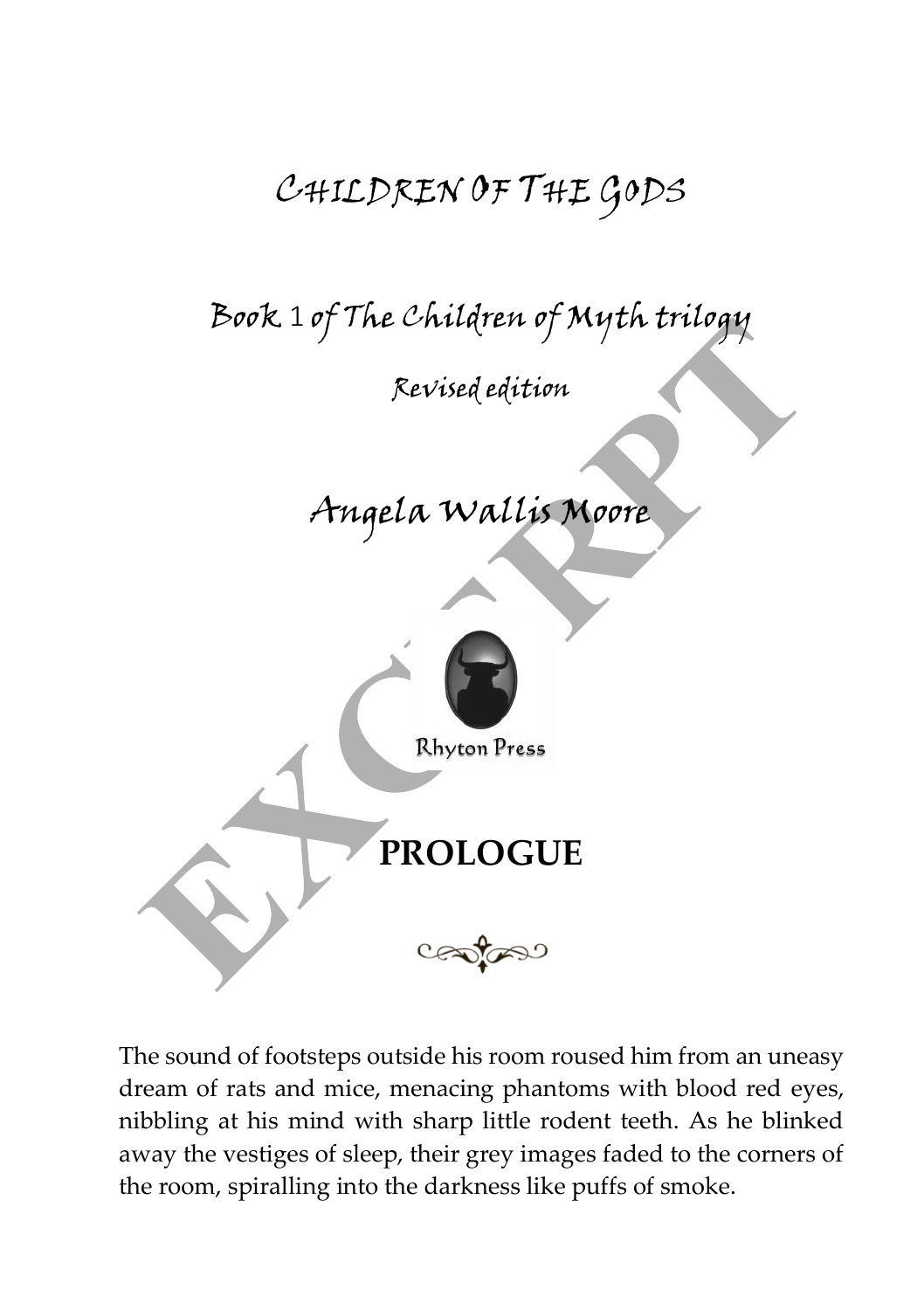# CHILDREN OF THE GODS

## Book 1 of The Children of Myth trilogy

### Revised edition

## Angela Wallis Moore

Rhyton Press

# PROLOGUE

The sound of footsteps outside his room roused him from an uneasy dream of rats and mice, menacing phantoms with blood red eyes, nibbling at his mind with sharp little rodent teeth. As he blinked away the vestiges of sleep, their grey images faded to the corners of the room, spiralling into the darkness like puffs of smoke.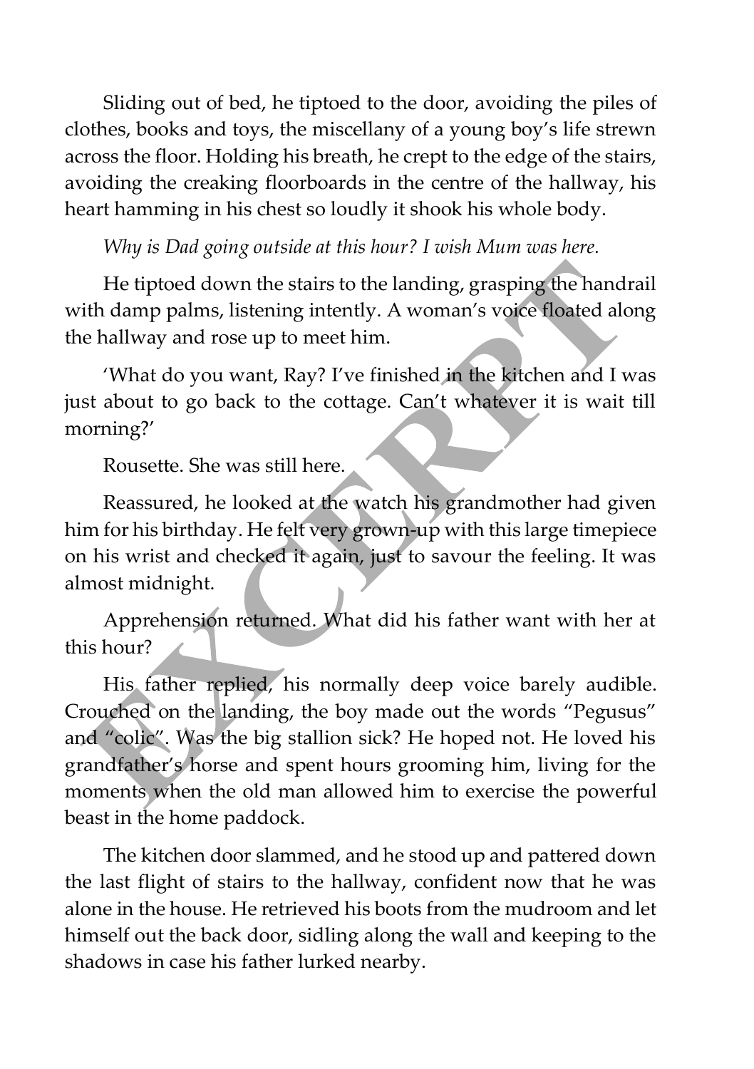Sliding out of bed, he tiptoed to the door, avoiding the piles of clothes, books and toys, the miscellany of a young boy's life strewn across the floor. Holding his breath, he crept to the edge of the stairs, avoiding the creaking floorboards in the centre of the hallway, his heart hamming in his chest so loudly it shook his whole body.

*Why is Dad going outside at this hour? I wish Mum was here.*

He tiptoed down the stairs to the landing, grasping the handrail with damp palms, listening intently. A woman's voice floated along the hallway and rose up to meet him.

'What do you want, Ray? I've finished in the kitchen and I was just about to go back to the cottage. Can't whatever it is wait till morning?'

Rousette. She was still here.

Reassured, he looked at the watch his grandmother had given him for his birthday. He felt very grown-up with this large timepiece on his wrist and checked it again, just to savour the feeling. It was almost midnight.

Apprehension returned. What did his father want with her at this hour?

His father replied, his normally deep voice barely audible. Crouched on the landing, the boy made out the words "Pegusus" and "colic". Was the big stallion sick? He hoped not. He loved his grandfather's horse and spent hours grooming him, living for the moments when the old man allowed him to exercise the powerful beast in the home paddock.

The kitchen door slammed, and he stood up and pattered down the last flight of stairs to the hallway, confident now that he was alone in the house. He retrieved his boots from the mudroom and let himself out the back door, sidling along the wall and keeping to the shadows in case his father lurked nearby.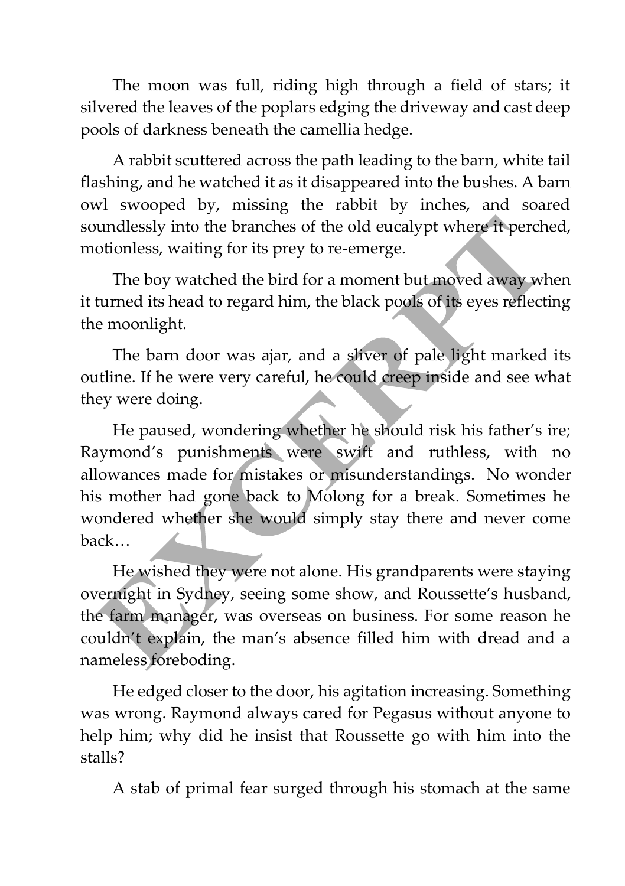The moon was full, riding high through a field of stars; it silvered the leaves of the poplars edging the driveway and cast deep pools of darkness beneath the camellia hedge.

A rabbit scuttered across the path leading to the barn, white tail flashing, and he watched it as it disappeared into the bushes. A barn owl swooped by, missing the rabbit by inches, and soared soundlessly into the branches of the old eucalypt where it perched, motionless, waiting for its prey to re-emerge.

The boy watched the bird for a moment but moved away when it turned its head to regard him, the black pools of its eyes reflecting the moonlight.

The barn door was ajar, and a sliver of pale light marked its outline. If he were very careful, he could creep inside and see what they were doing.

He paused, wondering whether he should risk his father's ire; Raymond's punishments were swift and ruthless, with no allowances made for mistakes or misunderstandings. No wonder his mother had gone back to Molong for a break. Sometimes he wondered whether she would simply stay there and never come back…

He wished they were not alone. His grandparents were staying overnight in Sydney, seeing some show, and Roussette's husband, the farm manager, was overseas on business. For some reason he couldn't explain, the man's absence filled him with dread and a nameless foreboding.

He edged closer to the door, his agitation increasing. Something was wrong. Raymond always cared for Pegasus without anyone to help him; why did he insist that Roussette go with him into the stalls?

A stab of primal fear surged through his stomach at the same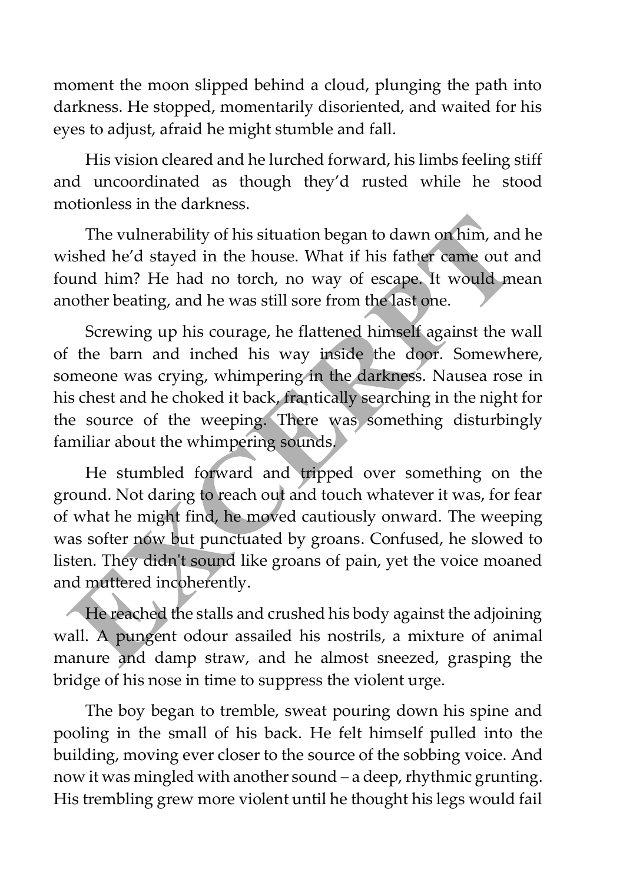moment the moon slipped behind a cloud, plunging the path into darkness. He stopped, momentarily disoriented, and waited for his eyes to adjust, afraid he might stumble and fall.

His vision cleared and he lurched forward, his limbs feeling stiff and uncoordinated as though they'd rusted while he stood motionless in the darkness.

The vulnerability of his situation began to dawn on him, and he wished he'd stayed in the house. What if his father came out and found him? He had no torch, no way of escape. It would mean another beating, and he was still sore from the last one.

Screwing up his courage, he flattened himself against the wall of the barn and inched his way inside the door. Somewhere, someone was crying, whimpering in the darkness. Nausea rose in his chest and he choked it back, frantically searching in the night for the source of the weeping. There was something disturbingly familiar about the whimpering sounds.

He stumbled forward and tripped over something on the ground. Not daring to reach out and touch whatever it was, for fear of what he might find, he moved cautiously onward. The weeping was softer now but punctuated by groans. Confused, he slowed to listen. They didn't sound like groans of pain, yet the voice moaned and muttered incoherently.

He reached the stalls and crushed his body against the adjoining wall. A pungent odour assailed his nostrils, a mixture of animal manure and damp straw, and he almost sneezed, grasping the bridge of his nose in time to suppress the violent urge.

The boy began to tremble, sweat pouring down his spine and pooling in the small of his back. He felt himself pulled into the building, moving ever closer to the source of the sobbing voice. And now it was mingled with another sound – a deep, rhythmic grunting. His trembling grew more violent until he thought his legs would fail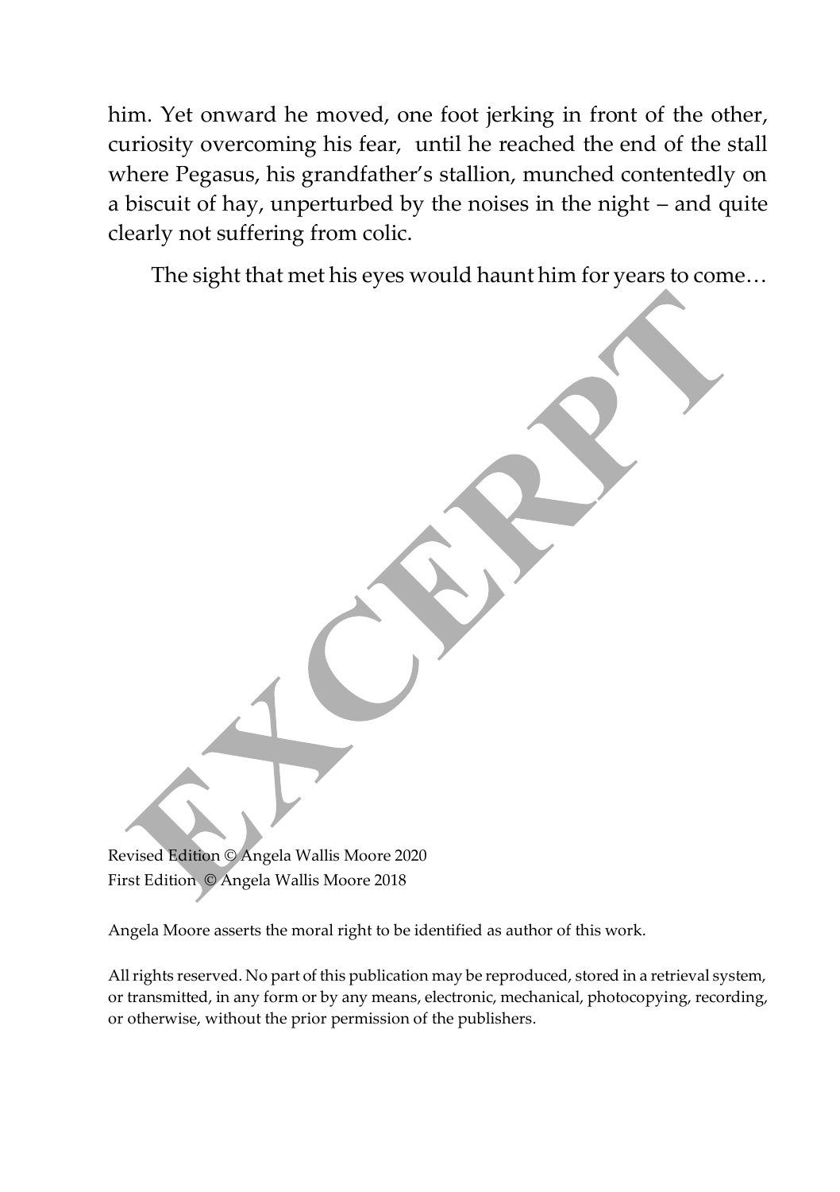him. Yet onward he moved, one foot jerking in front of the other, curiosity overcoming his fear, until he reached the end of the stall where Pegasus, his grandfather's stallion, munched contentedly on a biscuit of hay, unperturbed by the noises in the night – and quite clearly not suffering from colic.

The sight that met his eyes would haunt him for years to come…

EXCERPT

Revised Edition © Angela Wallis Moore 2020
First Edition © Angela Wallis Moore 2018

Angela Moore asserts the moral right to be identified as author of this work.

All rights reserved. No part of this publication may be reproduced, stored in a retrieval system, or transmitted, in any form or by any means, electronic, mechanical, photocopying, recording, or otherwise, without the prior permission of the publishers.